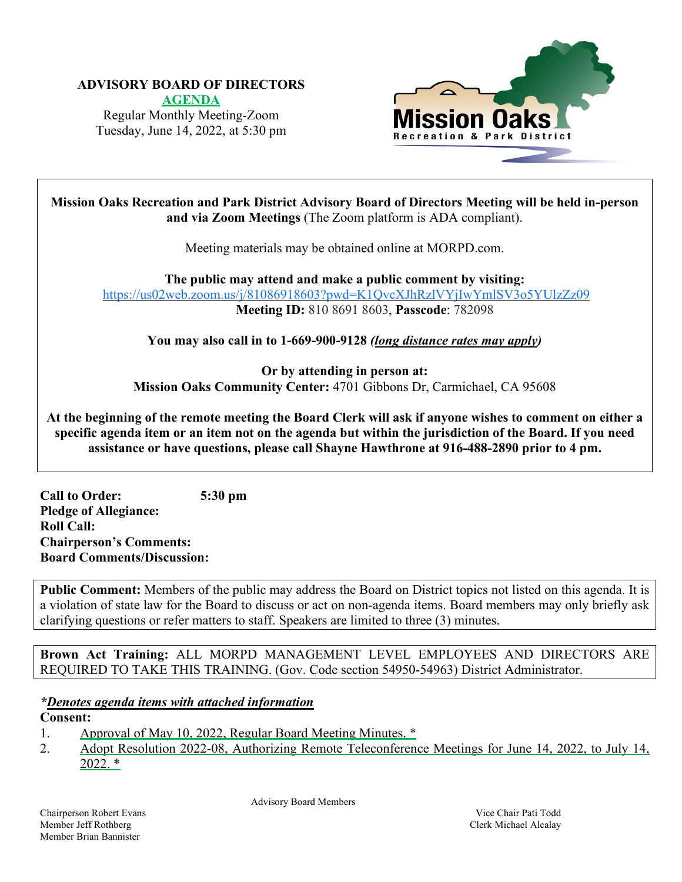**ADVISORY BOARD OF DIRECTORS**

**AGENDA**

Regular Monthly Meeting-Zoom

Tuesday, June 14, 2022, at 5:30 pm

Mission Oaks Recreation & Park District

**Mission Oaks Recreation and Park District Advisory Board of Directors Meeting will be held in-person and via Zoom Meetings** (The Zoom platform is ADA compliant).

Meeting materials may be obtained online at MORPD.com.

**The public may attend and make a public comment by visiting:**
https://us02web.zoom.us/j/81086918603?pwd=K1QvcXJhRzlVYjIwYmlSV3o5YUlzZz09
**Meeting ID:** 810 8691 8603, **Passcode**: 782098

**You may also call in to 1-669-900-9128** ***(long distance rates may apply)***

**Or by attending in person at:**
**Mission Oaks Community Center:** 4701 Gibbons Dr, Carmichael, CA 95608

**At the beginning of the remote meeting the Board Clerk will ask if anyone wishes to comment on either a specific agenda item or an item not on the agenda but within the jurisdiction of the Board. If you need assistance or have questions, please call Shayne Hawthrone at 916-488-2890 prior to 4 pm.**

**Call to Order:** 5:30 pm
**Pledge of Allegiance:**
**Roll Call:**
**Chairperson's Comments:**
**Board Comments/Discussion:**

**Public Comment:** Members of the public may address the Board on District topics not listed on this agenda. It is a violation of state law for the Board to discuss or act on non-agenda items. Board members may only briefly ask clarifying questions or refer matters to staff. Speakers are limited to three (3) minutes.

**Brown Act Training:** ALL MORPD MANAGEMENT LEVEL EMPLOYEES AND DIRECTORS ARE REQUIRED TO TAKE THIS TRAINING. (Gov. Code section 54950-54963) District Administrator.

***Denotes agenda items with attached information***

**Consent:**

1. Approval of May 10, 2022, Regular Board Meeting Minutes. *
2. Adopt Resolution 2022-08, Authorizing Remote Teleconference Meetings for June 14, 2022, to July 14, 2022. *

Advisory Board Members

Chairperson Robert Evans
Member Jeff Rothberg
Member Brian Bannister
Vice Chair Pati Todd
Clerk Michael Alcalay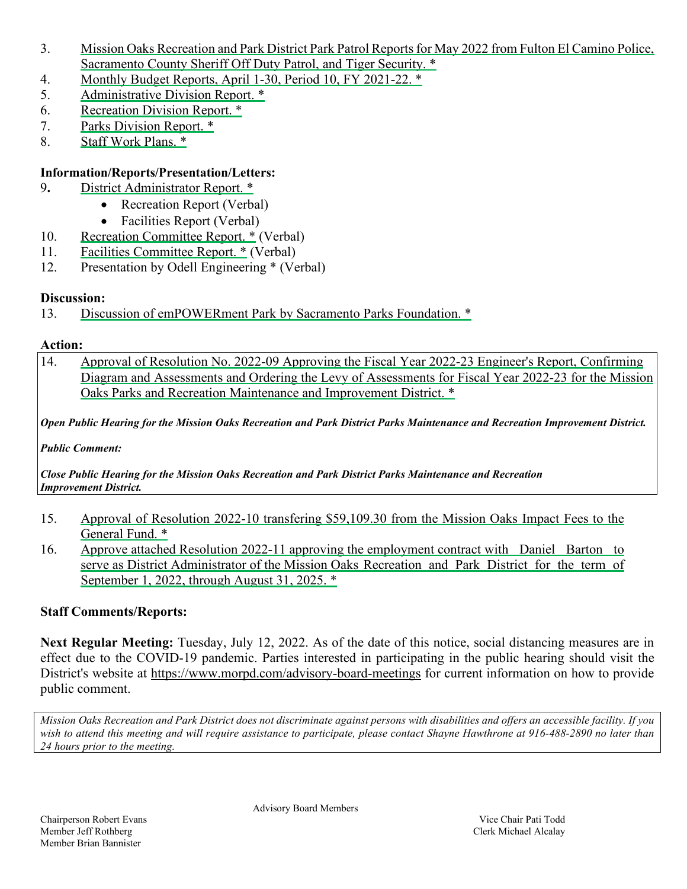3. Mission Oaks Recreation and Park District Park Patrol Reports for May 2022 from Fulton El Camino Police, Sacramento County Sheriff Off Duty Patrol, and Tiger Security. *
4. Monthly Budget Reports, April 1-30, Period 10, FY 2021-22. *
5. Administrative Division Report. *
6. Recreation Division Report. *
7. Parks Division Report. *
8. Staff Work Plans. *

**Information/Reports/Presentation/Letters:**

9. District Administrator Report. *
    - Recreation Report (Verbal)
    - Facilities Report (Verbal)
10. Recreation Committee Report. * (Verbal)
11. Facilities Committee Report. * (Verbal)
12. Presentation by Odell Engineering * (Verbal)

**Discussion:**

13. Discussion of emPOWERment Park by Sacramento Parks Foundation. *

**Action:**

14. Approval of Resolution No. 2022-09 Approving the Fiscal Year 2022-23 Engineer's Report, Confirming Diagram and Assessments and Ordering the Levy of Assessments for Fiscal Year 2022-23 for the Mission Oaks Parks and Recreation Maintenance and Improvement District. *

***Open Public Hearing for the Mission Oaks Recreation and Park District Parks Maintenance and Recreation Improvement District.***

***Public Comment:***

***Close Public Hearing for the Mission Oaks Recreation and Park District Parks Maintenance and Recreation Improvement District.***

15. Approval of Resolution 2022-10 transfering $59,109.30 from the Mission Oaks Impact Fees to the General Fund. *
16. Approve attached Resolution 2022-11 approving the employment contract with Daniel Barton to serve as District Administrator of the Mission Oaks Recreation and Park District for the term of September 1, 2022, through August 31, 2025. *

**Staff Comments/Reports:**

**Next Regular Meeting:** Tuesday, July 12, 2022. As of the date of this notice, social distancing measures are in effect due to the COVID-19 pandemic. Parties interested in participating in the public hearing should visit the District's website at https://www.morpd.com/advisory-board-meetings for current information on how to provide public comment.

*Mission Oaks Recreation and Park District does not discriminate against persons with disabilities and offers an accessible facility. If you wish to attend this meeting and will require assistance to participate, please contact Shayne Hawthrone at 916-488-2890 no later than 24 hours prior to the meeting.*

Advisory Board Members

Chairperson Robert Evans
Member Jeff Rothberg
Member Brian Bannister

Vice Chair Pati Todd
Clerk Michael Alcalay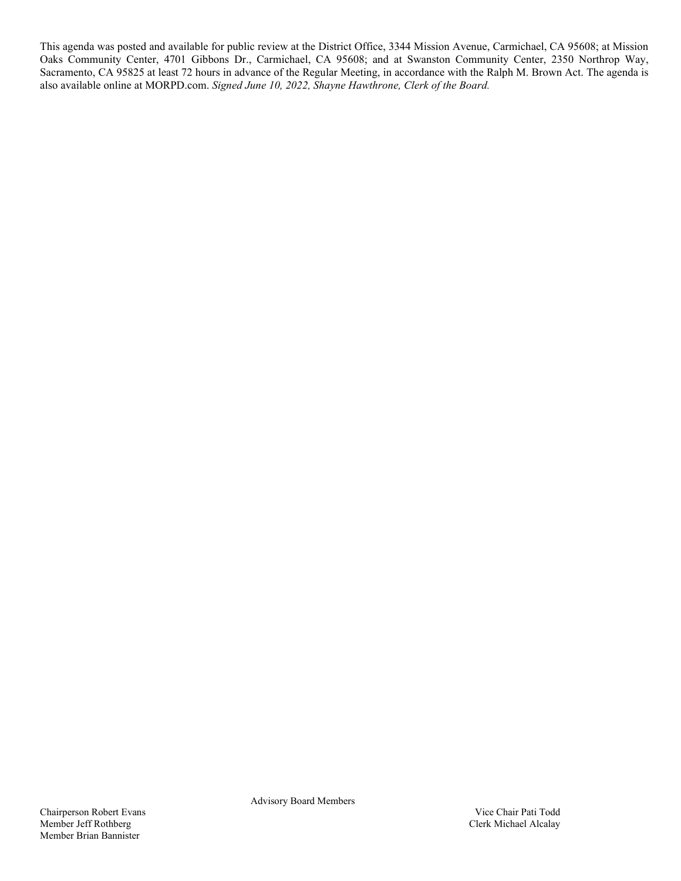This agenda was posted and available for public review at the District Office, 3344 Mission Avenue, Carmichael, CA 95608; at Mission Oaks Community Center, 4701 Gibbons Dr., Carmichael, CA 95608; and at Swanston Community Center, 2350 Northrop Way, Sacramento, CA 95825 at least 72 hours in advance of the Regular Meeting, in accordance with the Ralph M. Brown Act. The agenda is also available online at MORPD.com. *Signed June 10, 2022, Shayne Hawthrone, Clerk of the Board.*

Advisory Board Members

Chairperson Robert Evans
Member Jeff Rothberg
Member Brian Bannister

Vice Chair Pati Todd
Clerk Michael Alcalay